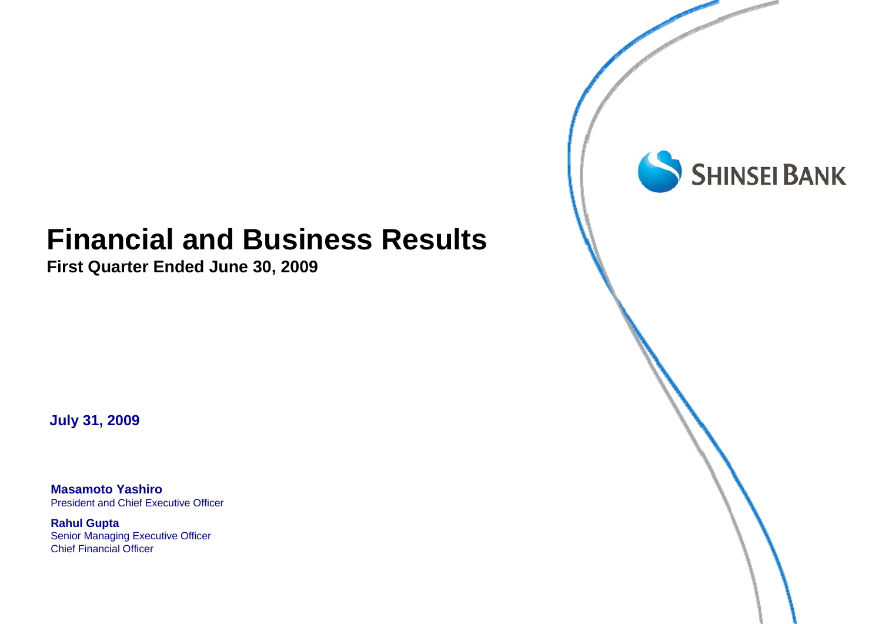SHINSEI BANK

# Financial and Business Results

**First Quarter Ended June 30, 2009**

**July 31, 2009**

**Masamoto Yashiro**
President and Chief Executive Officer

**Rahul Gupta**
Senior Managing Executive Officer
Chief Financial Officer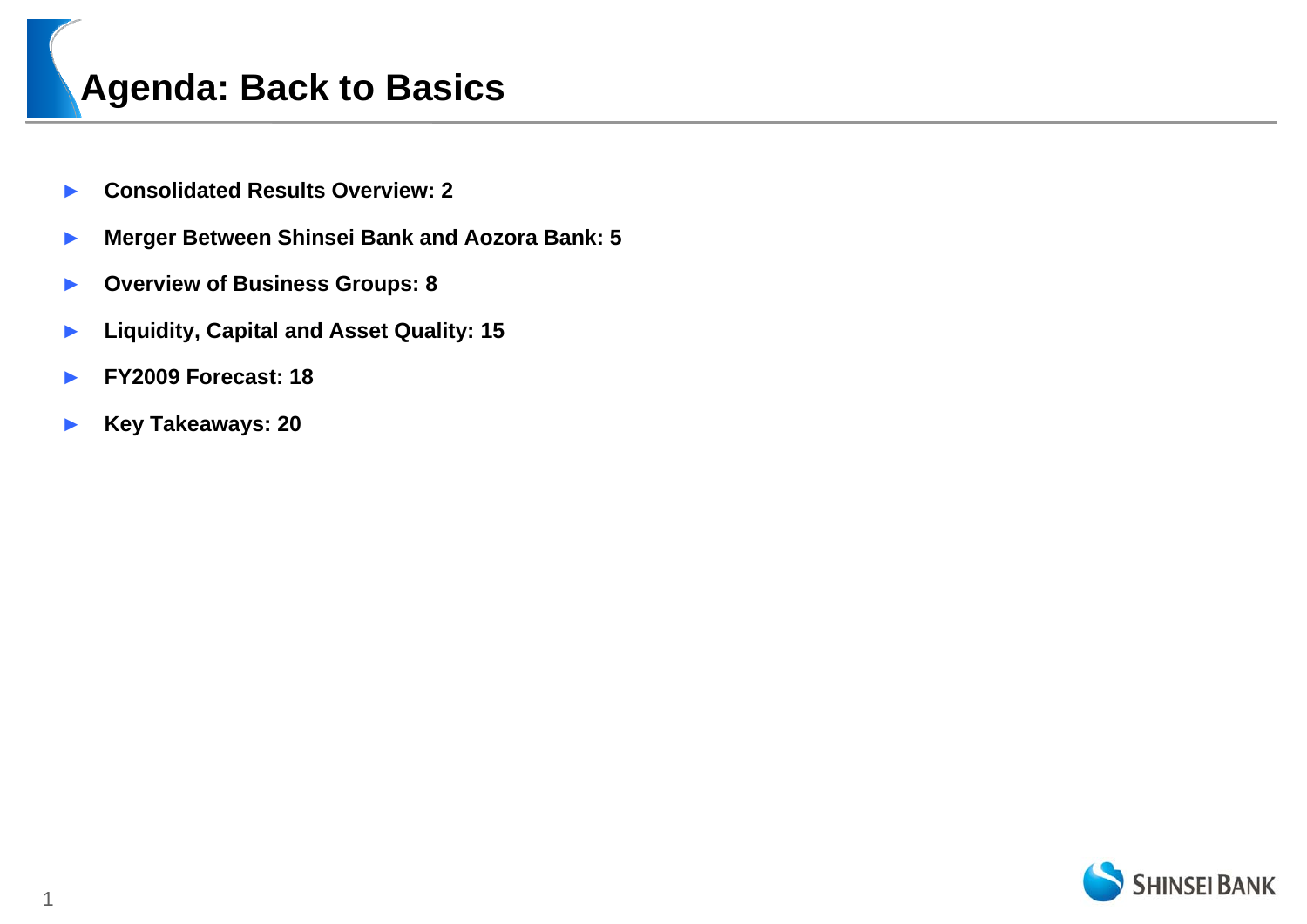# Agenda: Back to Basics

- **Consolidated Results Overview: 2**
- **Merger Between Shinsei Bank and Aozora Bank: 5**
- **Overview of Business Groups: 8**
- **Liquidity, Capital and Asset Quality: 15**
- **FY2009 Forecast: 18**
- **Key Takeaways: 20**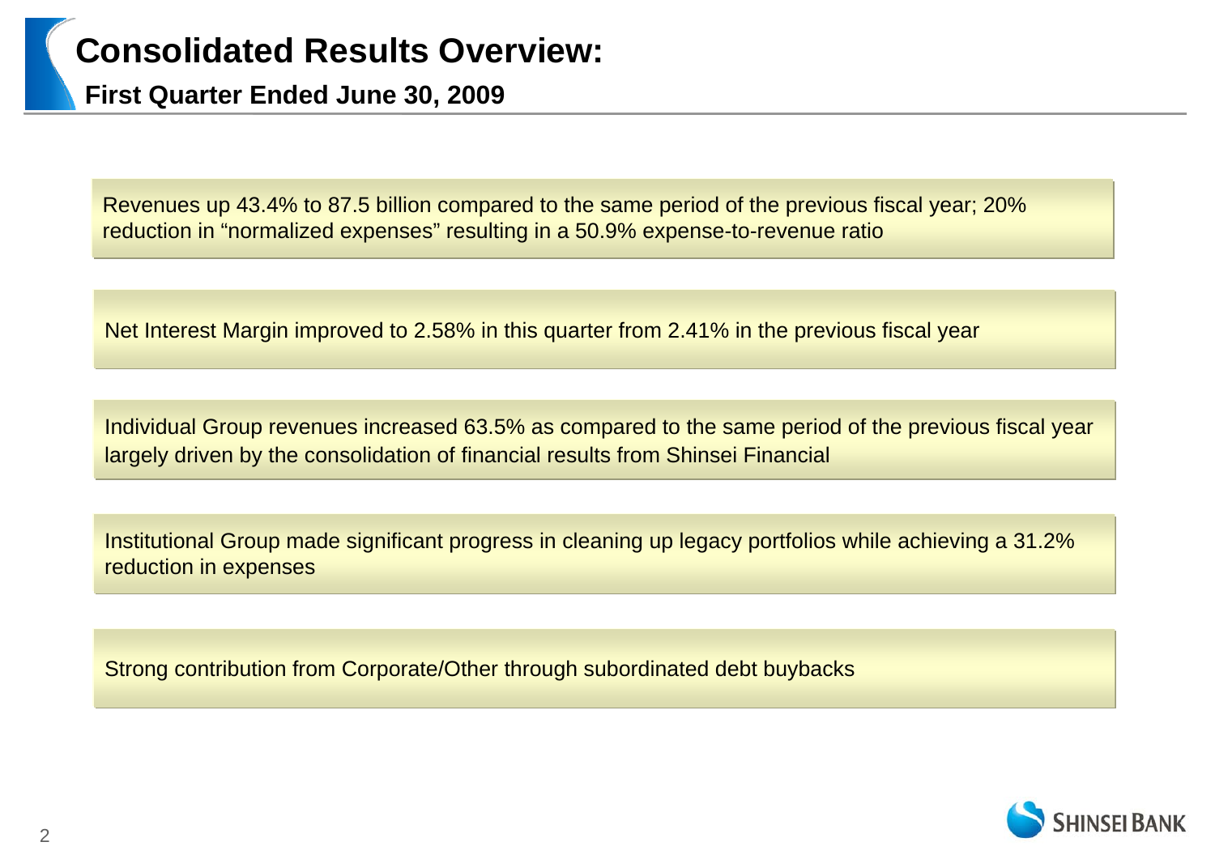# Consolidated Results Overview:

## First Quarter Ended June 30, 2009

Revenues up 43.4% to 87.5 billion compared to the same period of the previous fiscal year; 20% reduction in “normalized expenses” resulting in a 50.9% expense-to-revenue ratio

Net Interest Margin improved to 2.58% in this quarter from 2.41% in the previous fiscal year

Individual Group revenues increased 63.5% as compared to the same period of the previous fiscal year largely driven by the consolidation of financial results from Shinsei Financial

Institutional Group made significant progress in cleaning up legacy portfolios while achieving a 31.2% reduction in expenses

Strong contribution from Corporate/Other through subordinated debt buybacks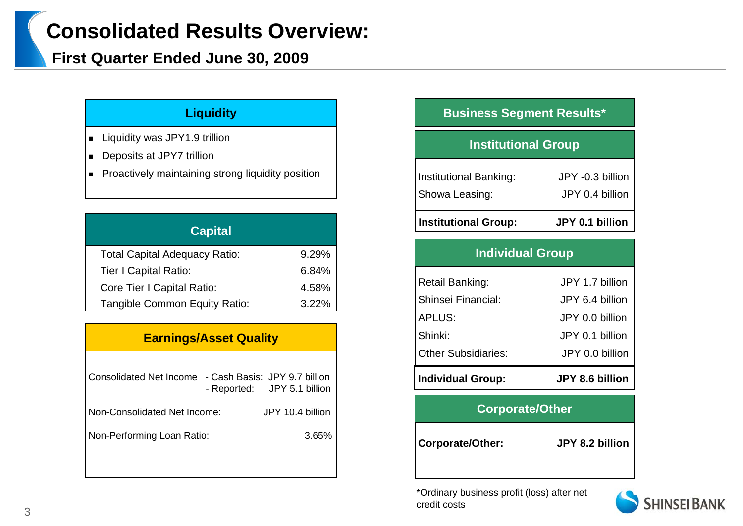# Consolidated Results Overview:

## First Quarter Ended June 30, 2009

### Liquidity

- Liquidity was JPY1.9 trillion
- Deposits at JPY7 trillion
- Proactively maintaining strong liquidity position

### Capital

| | |
|---|---|
| Total Capital Adequacy Ratio: | 9.29% |
| Tier I Capital Ratio: | 6.84% |
| Core Tier I Capital Ratio: | 4.58% |
| Tangible Common Equity Ratio: | 3.22% |

### Earnings/Asset Quality

| | | |
|---|---|---|
| Consolidated Net Income | - Cash Basis: | JPY 9.7 billion |
| | - Reported: | JPY 5.1 billion |
| Non-Consolidated Net Income: | | JPY 10.4 billion |
| Non-Performing Loan Ratio: | | 3.65% |

### Business Segment Results*

#### Institutional Group

| | |
|---|---|
| Institutional Banking: | JPY -0.3 billion |
| Showa Leasing: | JPY 0.4 billion |
| **Institutional Group:** | **JPY 0.1 billion** |

#### Individual Group

| | |
|---|---|
| Retail Banking: | JPY 1.7 billion |
| Shinsei Financial: | JPY 6.4 billion |
| APLUS: | JPY 0.0 billion |
| Shinki: | JPY 0.1 billion |
| Other Subsidiaries: | JPY 0.0 billion |
| **Individual Group:** | **JPY 8.6 billion** |

#### Corporate/Other

| | |
|---|---|
| **Corporate/Other:** | **JPY 8.2 billion** |

*Ordinary business profit (loss) after net credit costs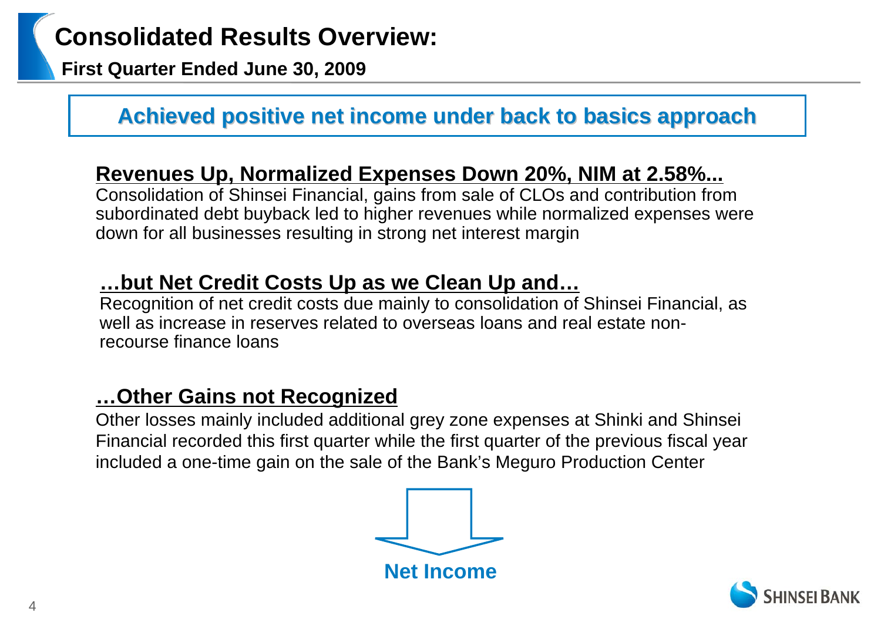# Consolidated Results Overview:

**First Quarter Ended June 30, 2009**

## Achieved positive net income under back to basics approach

### Revenues Up, Normalized Expenses Down 20%, NIM at 2.58%...

Consolidation of Shinsei Financial, gains from sale of CLOs and contribution from subordinated debt buyback led to higher revenues while normalized expenses were down for all businesses resulting in strong net interest margin

### …but Net Credit Costs Up as we Clean Up and…

Recognition of net credit costs due mainly to consolidation of Shinsei Financial, as well as increase in reserves related to overseas loans and real estate non-recourse finance loans

### …Other Gains not Recognized

Other losses mainly included additional grey zone expenses at Shinki and Shinsei Financial recorded this first quarter while the first quarter of the previous fiscal year included a one-time gain on the sale of the Bank's Meguro Production Center

**Net Income**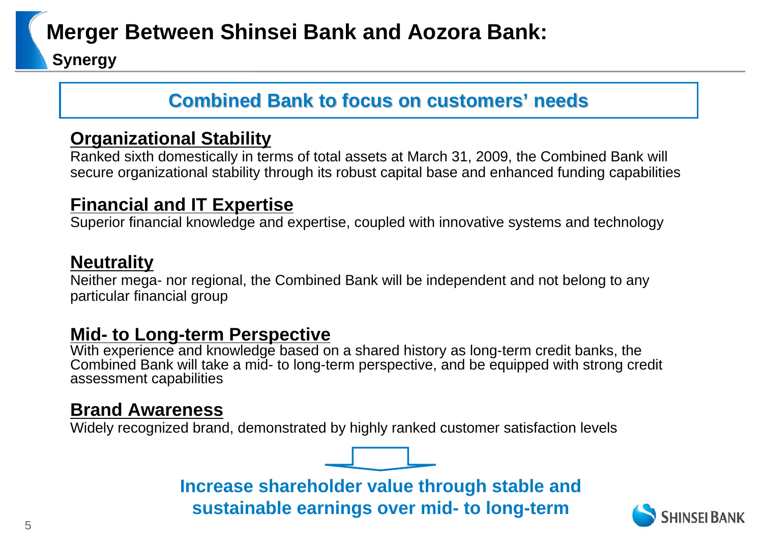# Merger Between Shinsei Bank and Aozora Bank:

## Synergy

**Combined Bank to focus on customers' needs**

### Organizational Stability

Ranked sixth domestically in terms of total assets at March 31, 2009, the Combined Bank will secure organizational stability through its robust capital base and enhanced funding capabilities

### Financial and IT Expertise

Superior financial knowledge and expertise, coupled with innovative systems and technology

### Neutrality

Neither mega- nor regional, the Combined Bank will be independent and not belong to any particular financial group

### Mid- to Long-term Perspective

With experience and knowledge based on a shared history as long-term credit banks, the Combined Bank will take a mid- to long-term perspective, and be equipped with strong credit assessment capabilities

### Brand Awareness

Widely recognized brand, demonstrated by highly ranked customer satisfaction levels

**Increase shareholder value through stable and sustainable earnings over mid- to long-term**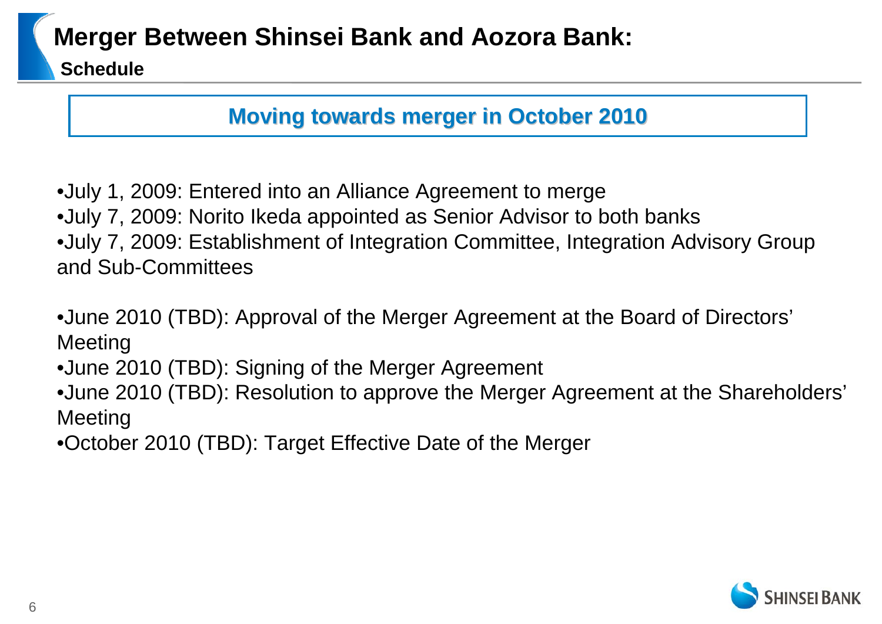# Merger Between Shinsei Bank and Aozora Bank:

## Schedule

**Moving towards merger in October 2010**

- July 1, 2009: Entered into an Alliance Agreement to merge
- July 7, 2009: Norito Ikeda appointed as Senior Advisor to both banks
- July 7, 2009: Establishment of Integration Committee, Integration Advisory Group and Sub-Committees

- June 2010 (TBD): Approval of the Merger Agreement at the Board of Directors' Meeting
- June 2010 (TBD): Signing of the Merger Agreement
- June 2010 (TBD): Resolution to approve the Merger Agreement at the Shareholders' Meeting
- October 2010 (TBD): Target Effective Date of the Merger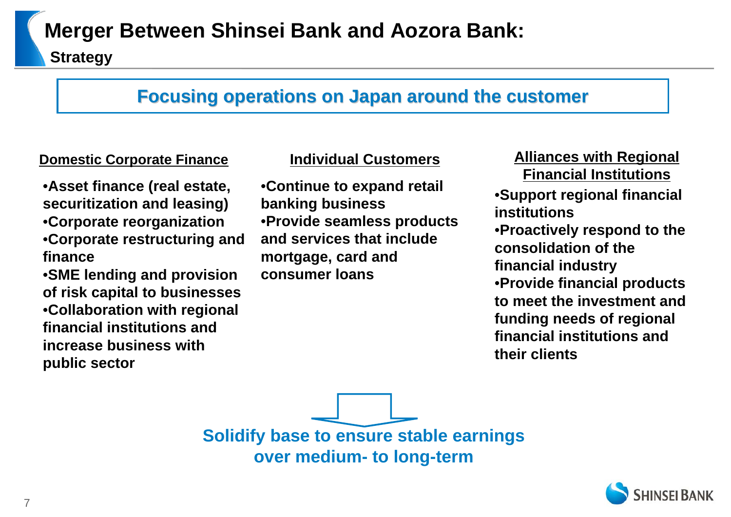# Merger Between Shinsei Bank and Aozora Bank:

## Strategy

**Focusing operations on Japan around the customer**

### Domestic Corporate Finance

- Asset finance (real estate, securitization and leasing)
- Corporate reorganization
- Corporate restructuring and finance
- SME lending and provision of risk capital to businesses
- Collaboration with regional financial institutions and increase business with public sector

### Individual Customers

- Continue to expand retail banking business
- Provide seamless products and services that include mortgage, card and consumer loans

### Alliances with Regional Financial Institutions

- Support regional financial institutions
- Proactively respond to the consolidation of the financial industry
- Provide financial products to meet the investment and funding needs of regional financial institutions and their clients

**Solidify base to ensure stable earnings over medium- to long-term**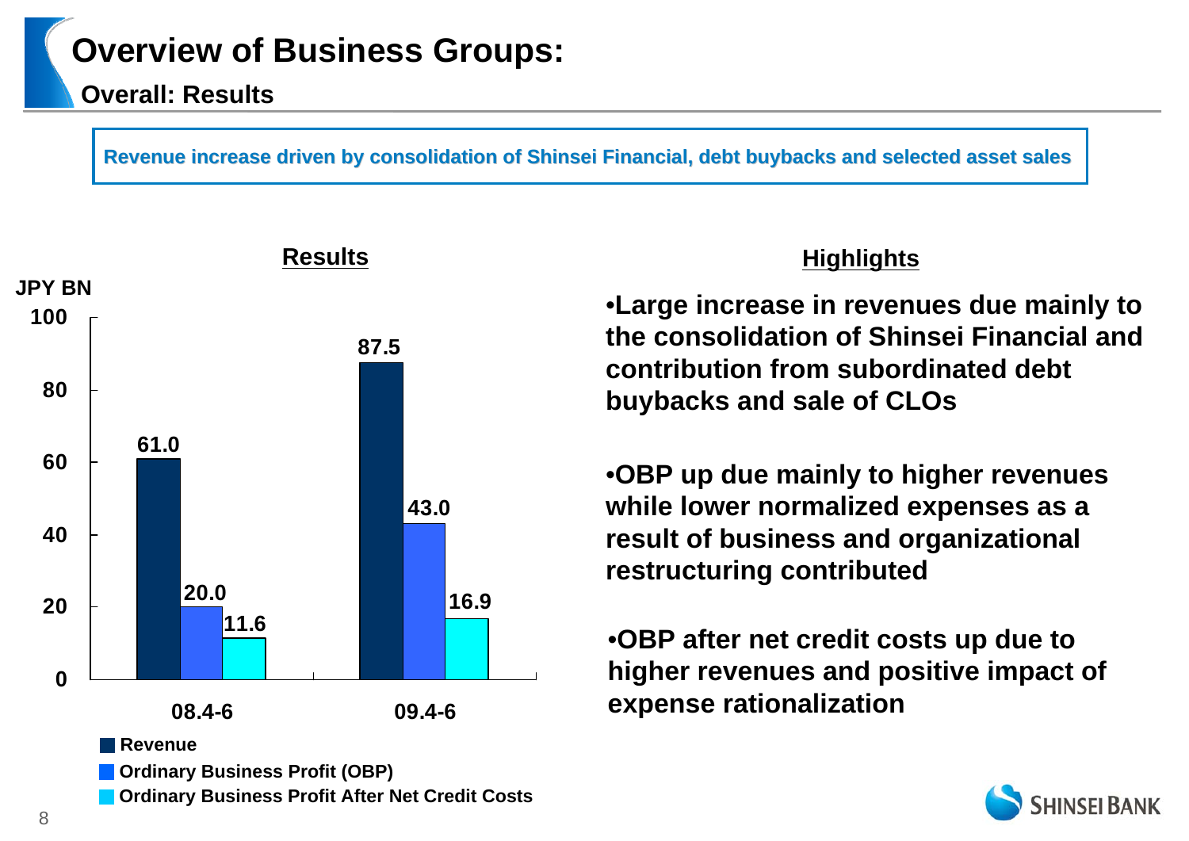# Overview of Business Groups:

## Overall: Results

**Revenue increase driven by consolidation of Shinsei Financial, debt buybacks and selected asset sales**

### Results

JPY BN

| | 08.4-6 | 09.4-6 |
|---|---|---|
| Revenue | 61.0 | 87.5 |
| Ordinary Business Profit (OBP) | 20.0 | 43.0 |
| Ordinary Business Profit After Net Credit Costs | 11.6 | 16.9 |

### Highlights

- **Large increase in revenues due mainly to the consolidation of Shinsei Financial and contribution from subordinated debt buybacks and sale of CLOs**
- **OBP up due mainly to higher revenues while lower normalized expenses as a result of business and organizational restructuring contributed**
- **OBP after net credit costs up due to higher revenues and positive impact of expense rationalization**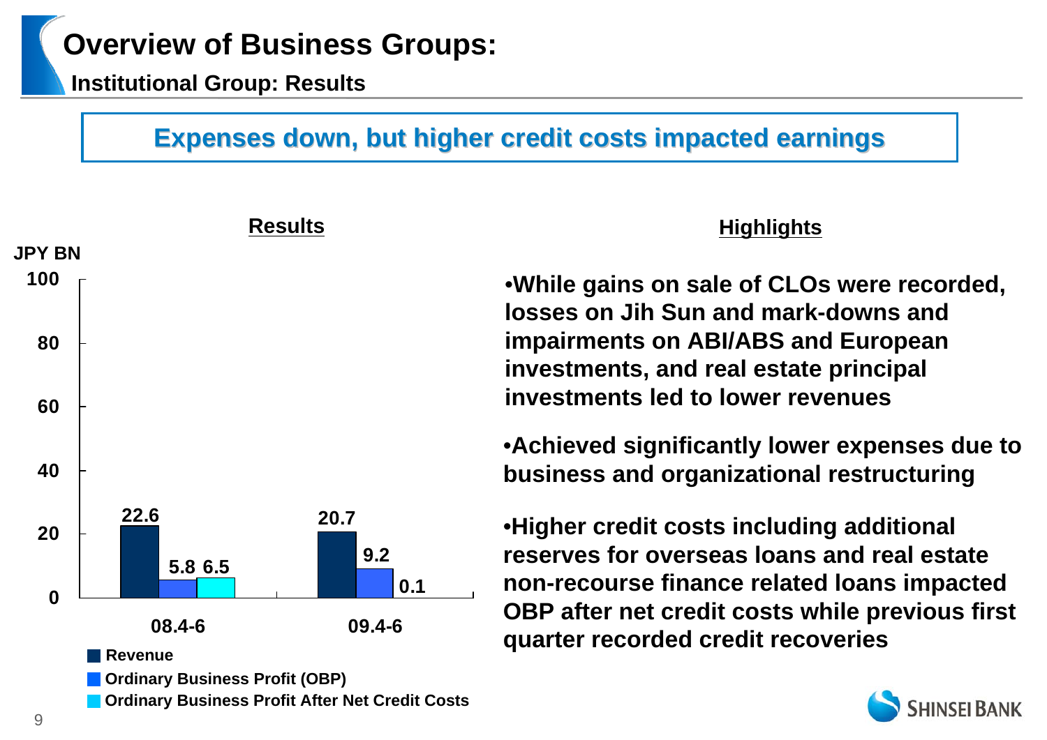# Overview of Business Groups:

## Institutional Group: Results

**Expenses down, but higher credit costs impacted earnings**

### Results

JPY BN

| | 08.4-6 | 09.4-6 |
|---|---|---|
| Revenue | 22.6 | 20.7 |
| Ordinary Business Profit (OBP) | 5.8 | 9.2 |
| Ordinary Business Profit After Net Credit Costs | 6.5 | 0.1 |

### Highlights

- While gains on sale of CLOs were recorded, losses on Jih Sun and mark-downs and impairments on ABI/ABS and European investments, and real estate principal investments led to lower revenues
- Achieved significantly lower expenses due to business and organizational restructuring
- Higher credit costs including additional reserves for overseas loans and real estate non-recourse finance related loans impacted OBP after net credit costs while previous first quarter recorded credit recoveries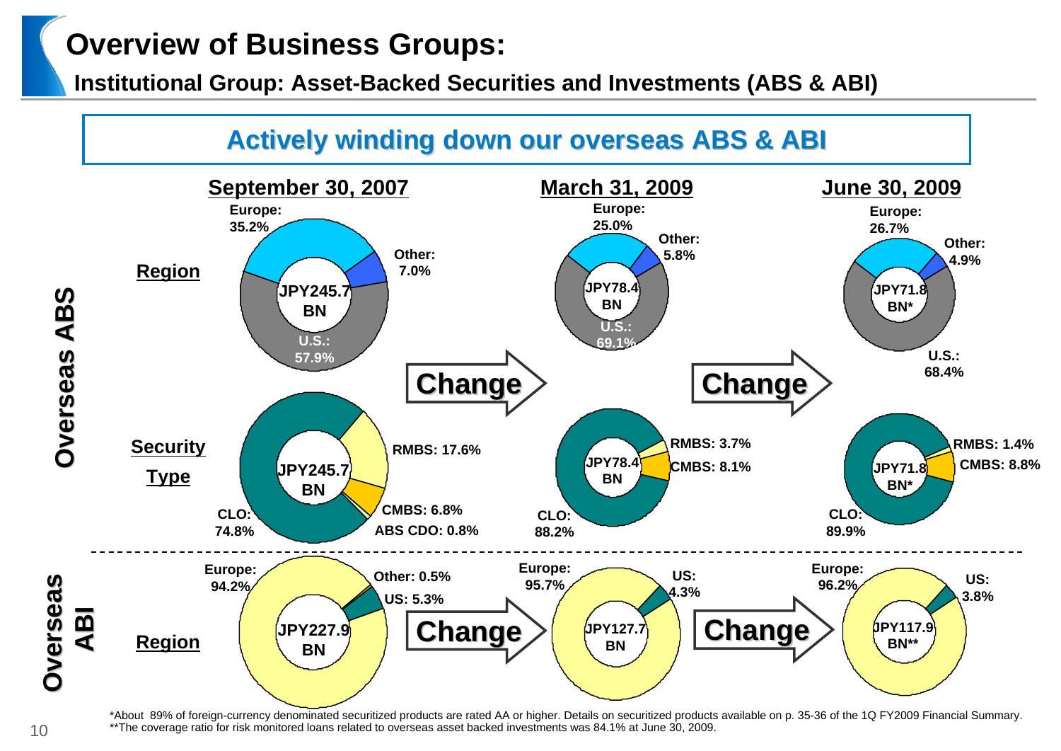# Overview of Business Groups:

## Institutional Group: Asset-Backed Securities and Investments (ABS & ABI)

**Actively winding down our overseas ABS & ABI**

### Overseas ABS

**Region**

| | September 30, 2007 | March 31, 2009 | June 30, 2009 |
|---|---|---|---|
| Total | JPY245.7 BN | JPY78.4 BN | JPY71.8 BN* |
| Europe | 35.2% | 25.0% | 26.7% |
| Other | 7.0% | 5.8% | 4.9% |
| U.S. | 57.9% | 69.1% | 68.4% |

**Security Type**

| | September 30, 2007 | March 31, 2009 | June 30, 2009 |
|---|---|---|---|
| Total | JPY245.7 BN | JPY78.4 BN | JPY71.8 BN* |
| RMBS | 17.6% | 3.7% | 1.4% |
| CMBS | 6.8% | 8.1% | 8.8% |
| ABS CDO | 0.8% | | |
| CLO | 74.8% | 88.2% | 89.9% |

### Overseas ABI

**Region**

| | September 30, 2007 | March 31, 2009 | June 30, 2009 |
|---|---|---|---|
| Total | JPY227.9 BN | JPY127.7 BN | JPY117.9 BN** |
| Europe | 94.2% | 95.7% | 96.2% |
| Other | 0.5% | | |
| US | 5.3% | 4.3% | 3.8% |

*About 89% of foreign-currency denominated securitized products are rated AA or higher. Details on securitized products available on p. 35-36 of the 1Q FY2009 Financial Summary.

**The coverage ratio for risk monitored loans related to overseas asset backed investments was 84.1% at June 30, 2009.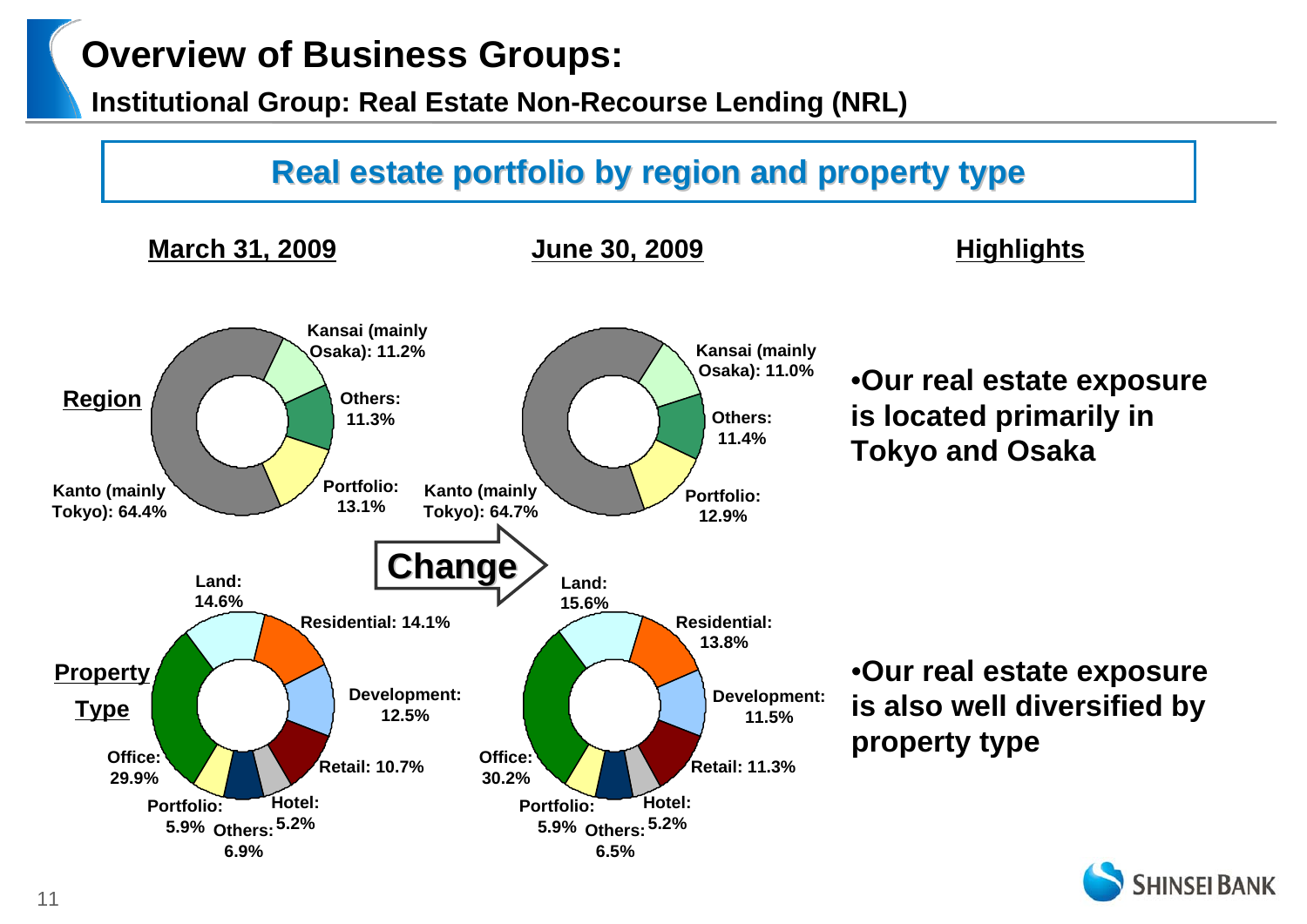# Overview of Business Groups:

## Institutional Group: Real Estate Non-Recourse Lending (NRL)

### Real estate portfolio by region and property type

**Region**

| Region | March 31, 2009 | June 30, 2009 |
|---|---|---|
| Kanto (mainly Tokyo) | 64.4% | 64.7% |
| Kansai (mainly Osaka) | 11.2% | 11.0% |
| Others | 11.3% | 11.4% |
| Portfolio | 13.1% | 12.9% |

**Property Type**

| Property Type | March 31, 2009 | June 30, 2009 |
|---|---|---|
| Land | 14.6% | 15.6% |
| Residential | 14.1% | 13.8% |
| Development | 12.5% | 11.5% |
| Retail | 10.7% | 11.3% |
| Hotel | 5.2% | 5.2% |
| Others | 6.9% | 6.5% |
| Portfolio | 5.9% | 5.9% |
| Office | 29.9% | 30.2% |

Change

**Highlights**

- Our real estate exposure is located primarily in Tokyo and Osaka
- Our real estate exposure is also well diversified by property type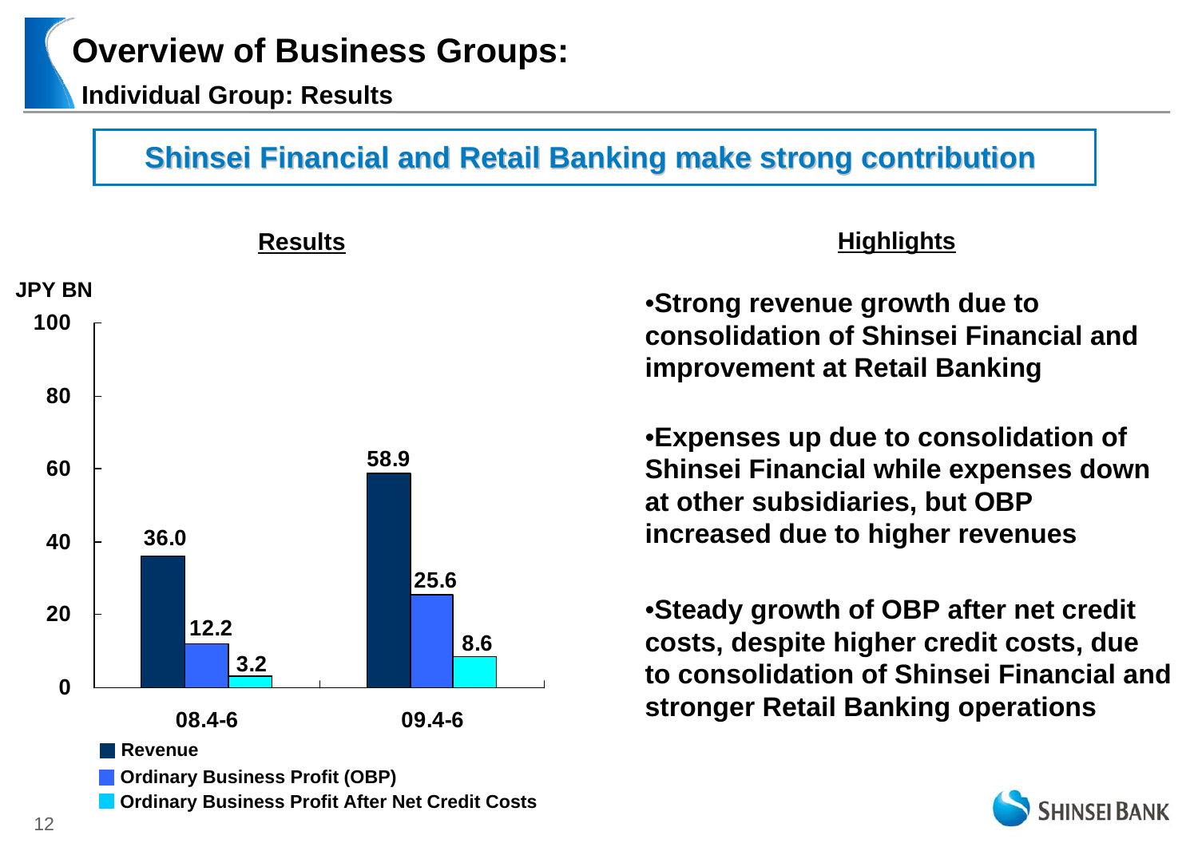# Overview of Business Groups:

## Individual Group: Results

### Shinsei Financial and Retail Banking make strong contribution

**Results**

JPY BN

| | 08.4-6 | 09.4-6 |
|---|---|---|
| Revenue | 36.0 | 58.9 |
| Ordinary Business Profit (OBP) | 12.2 | 25.6 |
| Ordinary Business Profit After Net Credit Costs | 3.2 | 8.6 |

**Highlights**

- Strong revenue growth due to consolidation of Shinsei Financial and improvement at Retail Banking
- Expenses up due to consolidation of Shinsei Financial while expenses down at other subsidiaries, but OBP increased due to higher revenues
- Steady growth of OBP after net credit costs, despite higher credit costs, due to consolidation of Shinsei Financial and stronger Retail Banking operations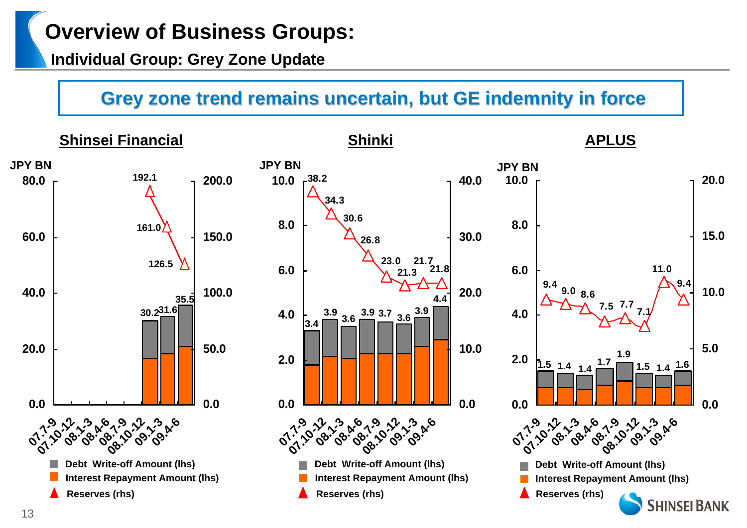# Overview of Business Groups:

## Individual Group: Grey Zone Update

**Grey zone trend remains uncertain, but GE indemnity in force**

### Shinsei Financial

JPY BN

| Period | Total (Debt Write-off + Interest Repayment) (lhs) | Reserves (rhs) |
|---|---|---|
| 07.7-9 | | |
| 07.10-12 | | |
| 08.1-3 | | |
| 08.4-6 | | |
| 08.7-9 | | |
| 08.10-12 | 30.2 | 192.1 |
| 09.1-3 | 31.6 | 161.0 |
| 09.4-6 | 35.5 | 126.5 |

### Shinki

JPY BN

| Period | Total (Debt Write-off + Interest Repayment) (lhs) | Reserves (rhs) |
|---|---|---|
| 07.7-9 | 3.4 | 38.2 |
| 07.10-12 | 3.9 | 34.3 |
| 08.1-3 | 3.6 | 30.6 |
| 08.4-6 | 3.9 | 26.8 |
| 08.7-9 | 3.7 | 23.0 |
| 08.10-12 | 3.6 | 21.3 |
| 09.1-3 | 3.9 | 21.7 |
| 09.4-6 | 4.4 | 21.8 |

### APLUS

JPY BN

| Period | Total (Debt Write-off + Interest Repayment) (lhs) | Reserves (rhs) |
|---|---|---|
| 07.7-9 | 1.5 | 9.4 |
| 07.10-12 | 1.4 | 9.0 |
| 08.1-3 | 1.4 | 8.6 |
| 08.4-6 | 1.7 | 7.5 |
| 08.7-9 | 1.9 | 7.7 |
| 08.10-12 | 1.5 | 7.1 |
| 09.1-3 | 1.4 | 11.0 |
| 09.4-6 | 1.6 | 9.4 |

- Debt Write-off Amount (lhs)
- Interest Repayment Amount (lhs)
- Reserves (rhs)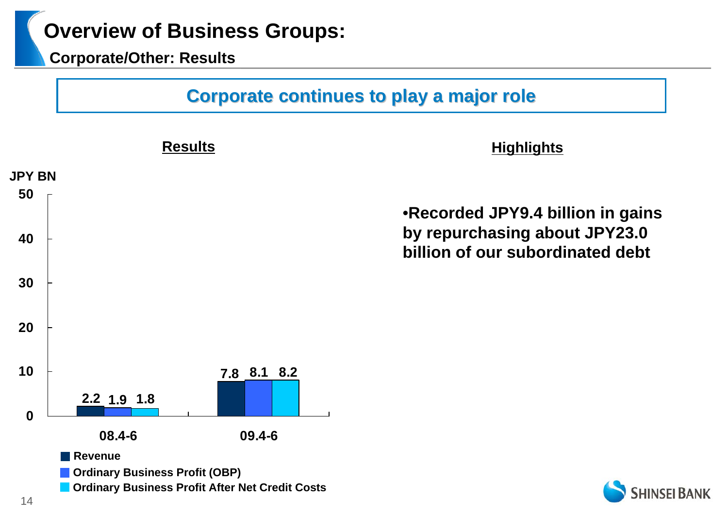# Overview of Business Groups:

## Corporate/Other: Results

**Corporate continues to play a major role**

### Results

JPY BN

| | Revenue | Ordinary Business Profit (OBP) | Ordinary Business Profit After Net Credit Costs |
|---|---|---|---|
| 08.4-6 | 2.2 | 1.9 | 1.8 |
| 09.4-6 | 7.8 | 8.1 | 8.2 |

### Highlights

- Recorded JPY9.4 billion in gains by repurchasing about JPY23.0 billion of our subordinated debt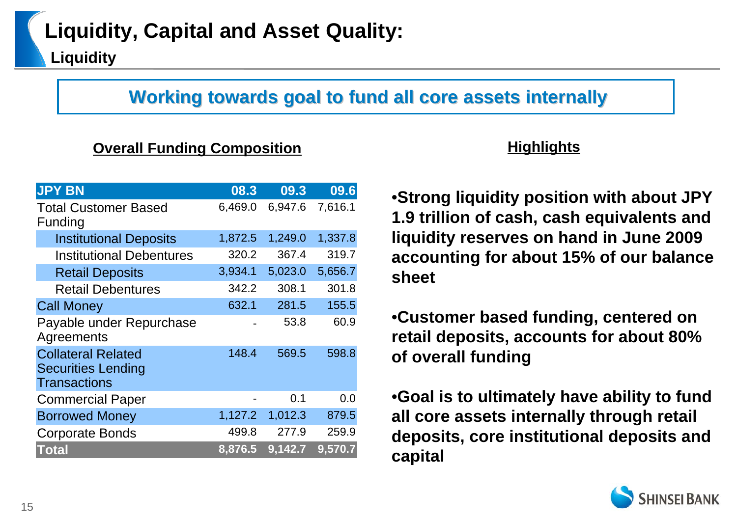# Liquidity, Capital and Asset Quality:

## Liquidity

**Working towards goal to fund all core assets internally**

### Overall Funding Composition

| JPY BN | 08.3 | 09.3 | 09.6 |
|---|---|---|---|
| Total Customer Based Funding | 6,469.0 | 6,947.6 | 7,616.1 |
| Institutional Deposits | 1,872.5 | 1,249.0 | 1,337.8 |
| Institutional Debentures | 320.2 | 367.4 | 319.7 |
| Retail Deposits | 3,934.1 | 5,023.0 | 5,656.7 |
| Retail Debentures | 342.2 | 308.1 | 301.8 |
| Call Money | 632.1 | 281.5 | 155.5 |
| Payable under Repurchase Agreements | - | 53.8 | 60.9 |
| Collateral Related Securities Lending Transactions | 148.4 | 569.5 | 598.8 |
| Commercial Paper | - | 0.1 | 0.0 |
| Borrowed Money | 1,127.2 | 1,012.3 | 879.5 |
| Corporate Bonds | 499.8 | 277.9 | 259.9 |
| **Total** | **8,876.5** | **9,142.7** | **9,570.7** |

### Highlights

- **Strong liquidity position with about JPY 1.9 trillion of cash, cash equivalents and liquidity reserves on hand in June 2009 accounting for about 15% of our balance sheet**
- **Customer based funding, centered on retail deposits, accounts for about 80% of overall funding**
- **Goal is to ultimately have ability to fund all core assets internally through retail deposits, core institutional deposits and capital**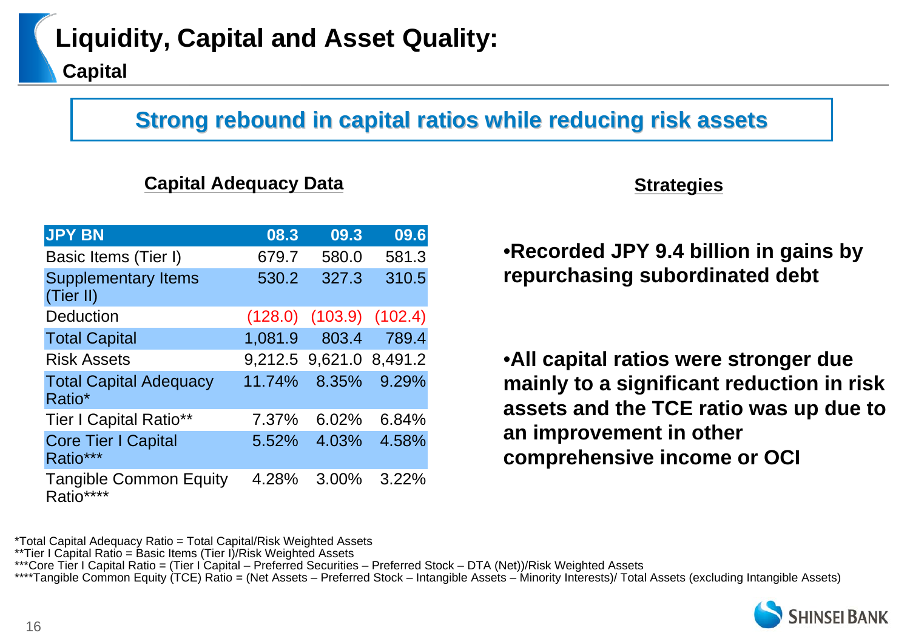# Liquidity, Capital and Asset Quality:

## Capital

**Strong rebound in capital ratios while reducing risk assets**

### Capital Adequacy Data

| JPY BN | 08.3 | 09.3 | 09.6 |
|---|---|---|---|
| Basic Items (Tier I) | 679.7 | 580.0 | 581.3 |
| Supplementary Items (Tier II) | 530.2 | 327.3 | 310.5 |
| Deduction | (128.0) | (103.9) | (102.4) |
| Total Capital | 1,081.9 | 803.4 | 789.4 |
| Risk Assets | 9,212.5 | 9,621.0 | 8,491.2 |
| Total Capital Adequacy Ratio* | 11.74% | 8.35% | 9.29% |
| Tier I Capital Ratio** | 7.37% | 6.02% | 6.84% |
| Core Tier I Capital Ratio*** | 5.52% | 4.03% | 4.58% |
| Tangible Common Equity Ratio**** | 4.28% | 3.00% | 3.22% |

### Strategies

- **Recorded JPY 9.4 billion in gains by repurchasing subordinated debt**
- **All capital ratios were stronger due mainly to a significant reduction in risk assets and the TCE ratio was up due to an improvement in other comprehensive income or OCI**

*Total Capital Adequacy Ratio = Total Capital/Risk Weighted Assets
**Tier I Capital Ratio = Basic Items (Tier I)/Risk Weighted Assets
***Core Tier I Capital Ratio = (Tier I Capital – Preferred Securities – Preferred Stock – DTA (Net))/Risk Weighted Assets
****Tangible Common Equity (TCE) Ratio = (Net Assets – Preferred Stock – Intangible Assets – Minority Interests)/ Total Assets (excluding Intangible Assets)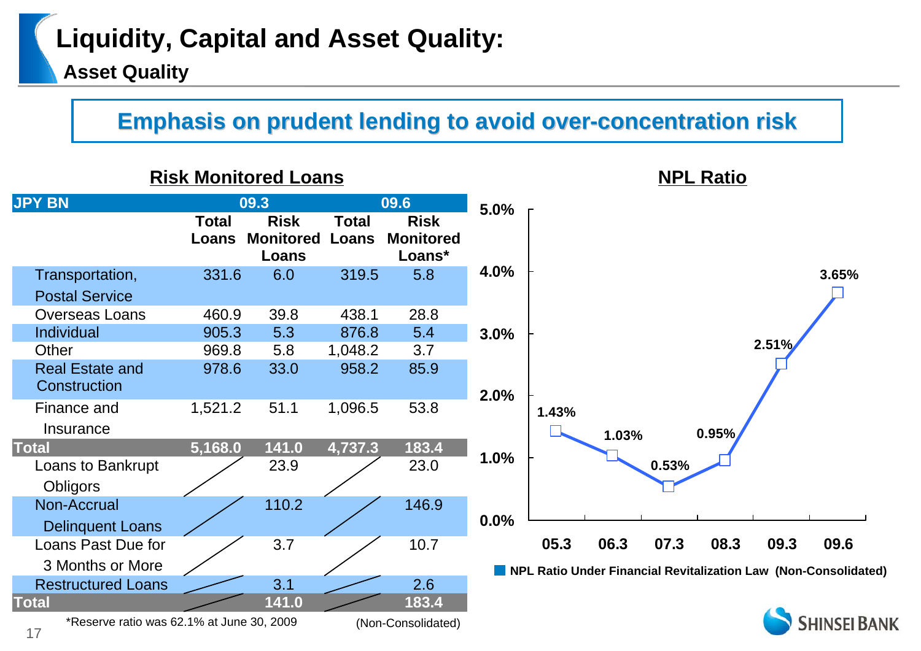# Liquidity, Capital and Asset Quality:
## Asset Quality

**Emphasis on prudent lending to avoid over-concentration risk**

### Risk Monitored Loans

| JPY BN | 09.3 | | 09.6 | |
|---|---|---|---|---|
| | Total Loans | Risk Monitored Loans | Total Loans | Risk Monitored Loans* |
| Transportation, Postal Service | 331.6 | 6.0 | 319.5 | 5.8 |
| Overseas Loans | 460.9 | 39.8 | 438.1 | 28.8 |
| Individual | 905.3 | 5.3 | 876.8 | 5.4 |
| Other | 969.8 | 5.8 | 1,048.2 | 3.7 |
| Real Estate and Construction | 978.6 | 33.0 | 958.2 | 85.9 |
| Finance and Insurance | 1,521.2 | 51.1 | 1,096.5 | 53.8 |
| **Total** | **5,168.0** | **141.0** | **4,737.3** | **183.4** |
| Loans to Bankrupt Obligors | | 23.9 | | 23.0 |
| Non-Accrual Delinquent Loans | | 110.2 | | 146.9 |
| Loans Past Due for 3 Months or More | | 3.7 | | 10.7 |
| Restructured Loans | | 3.1 | | 2.6 |
| **Total** | | **141.0** | | **183.4** |

*Reserve ratio was 62.1% at June 30, 2009

(Non-Consolidated)

### NPL Ratio

| | 05.3 | 06.3 | 07.3 | 08.3 | 09.3 | 09.6 |
|---|---|---|---|---|---|---|
| NPL Ratio Under Financial Revitalization Law (Non-Consolidated) | 1.43% | 1.03% | 0.53% | 0.95% | 2.51% | 3.65% |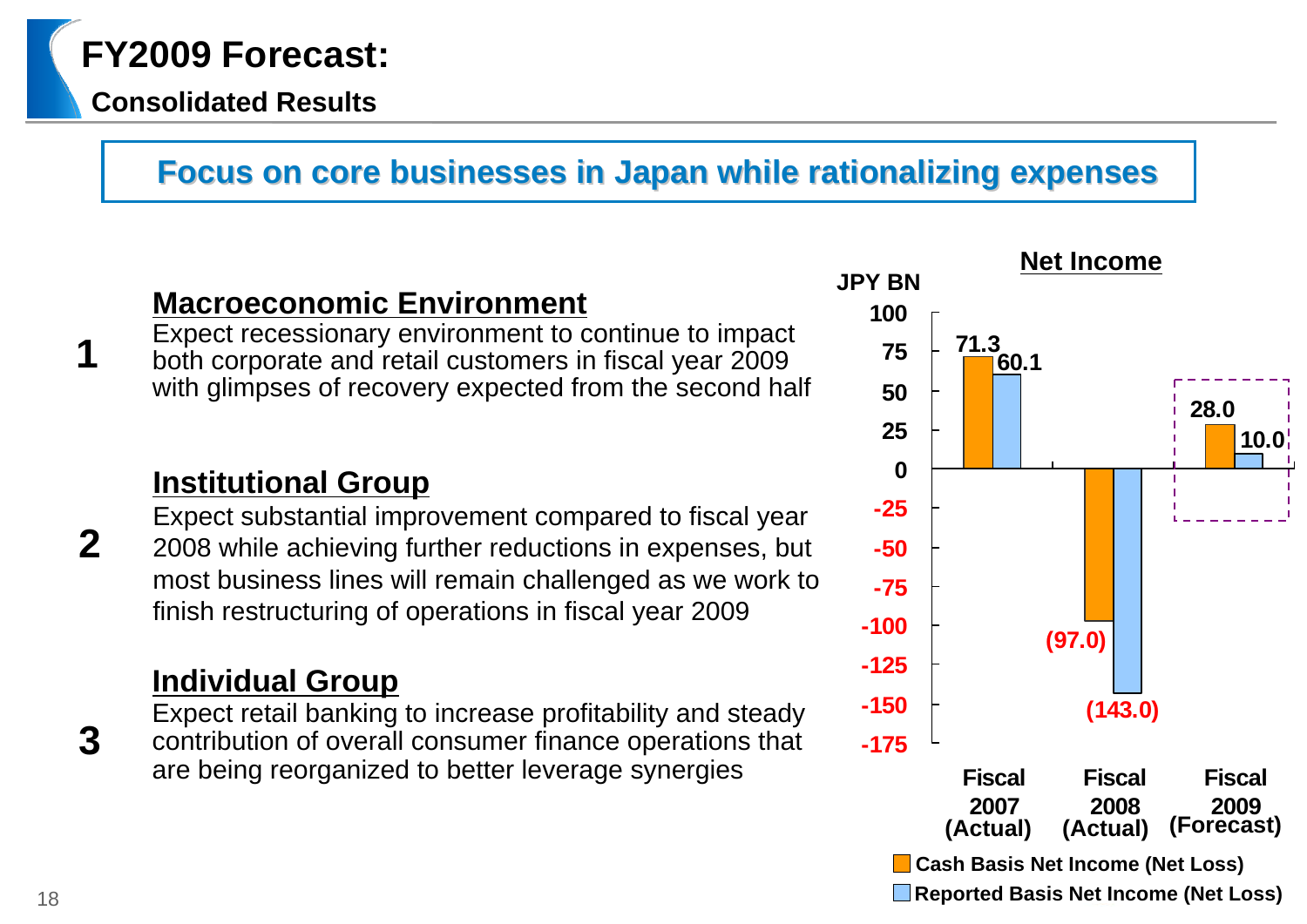# FY2009 Forecast:

## Consolidated Results

**Focus on core businesses in Japan while rationalizing expenses**

**1**

### Macroeconomic Environment

Expect recessionary environment to continue to impact both corporate and retail customers in fiscal year 2009 with glimpses of recovery expected from the second half

**2**

### Institutional Group

Expect substantial improvement compared to fiscal year 2008 while achieving further reductions in expenses, but most business lines will remain challenged as we work to finish restructuring of operations in fiscal year 2009

**3**

### Individual Group

Expect retail banking to increase profitability and steady contribution of overall consumer finance operations that are being reorganized to better leverage synergies

### Net Income

JPY BN

| | Fiscal 2007 (Actual) | Fiscal 2008 (Actual) | Fiscal 2009 (Forecast) |
|---|---|---|---|
| Cash Basis Net Income (Net Loss) | 71.3 | (97.0) | 28.0 |
| Reported Basis Net Income (Net Loss) | 60.1 | (143.0) | 10.0 |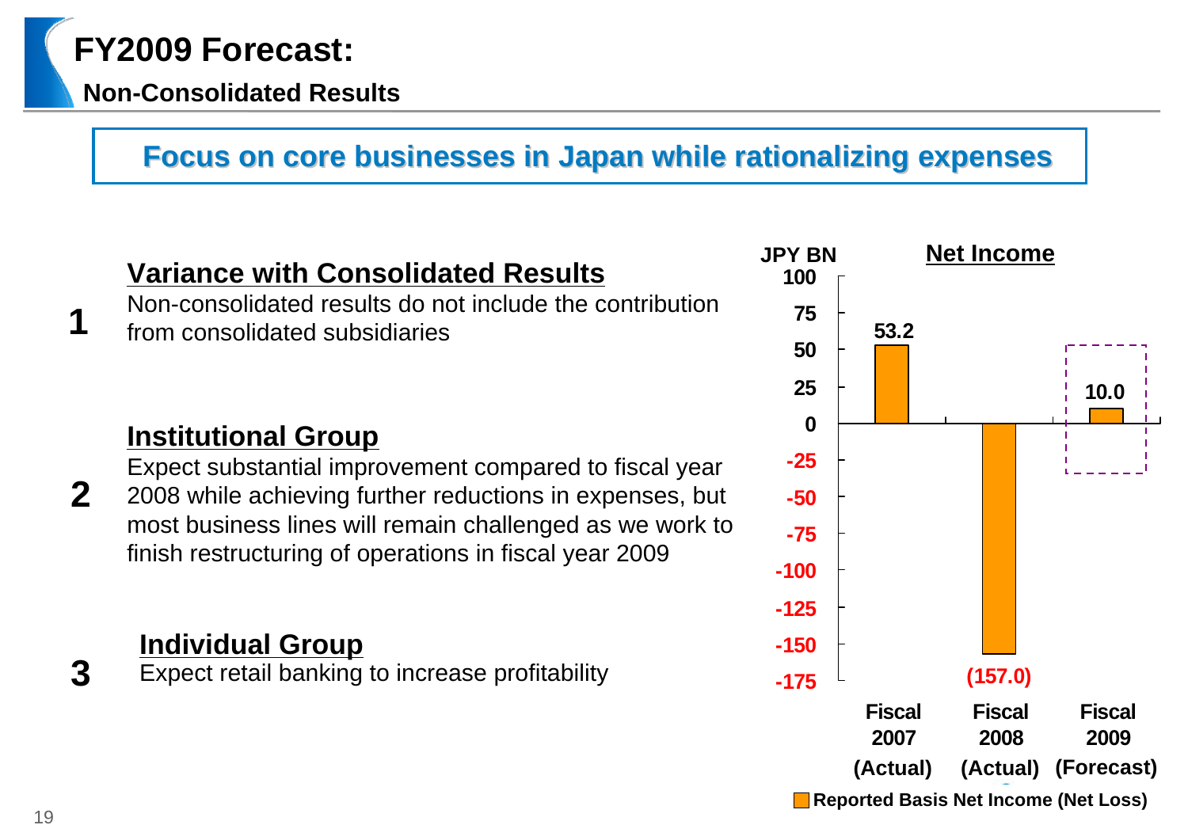# FY2009 Forecast:

## Non-Consolidated Results

**Focus on core businesses in Japan while rationalizing expenses**

1. **Variance with Consolidated Results**
   Non-consolidated results do not include the contribution from consolidated subsidiaries

2. **Institutional Group**
   Expect substantial improvement compared to fiscal year 2008 while achieving further reductions in expenses, but most business lines will remain challenged as we work to finish restructuring of operations in fiscal year 2009

3. **Individual Group**
   Expect retail banking to increase profitability

**Net Income**

JPY BN

| | Fiscal 2007 (Actual) | Fiscal 2008 (Actual) | Fiscal 2009 (Forecast) |
|---|---|---|---|
| Reported Basis Net Income (Net Loss) | 53.2 | (157.0) | 10.0 |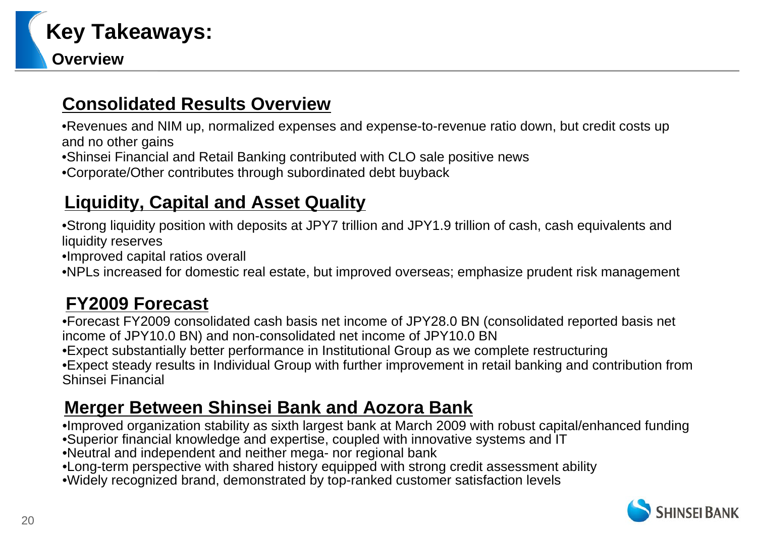# Key Takeaways:

## Overview

### Consolidated Results Overview

- Revenues and NIM up, normalized expenses and expense-to-revenue ratio down, but credit costs up and no other gains
- Shinsei Financial and Retail Banking contributed with CLO sale positive news
- Corporate/Other contributes through subordinated debt buyback

### Liquidity, Capital and Asset Quality

- Strong liquidity position with deposits at JPY7 trillion and JPY1.9 trillion of cash, cash equivalents and liquidity reserves
- Improved capital ratios overall
- NPLs increased for domestic real estate, but improved overseas; emphasize prudent risk management

### FY2009 Forecast

- Forecast FY2009 consolidated cash basis net income of JPY28.0 BN (consolidated reported basis net income of JPY10.0 BN) and non-consolidated net income of JPY10.0 BN
- Expect substantially better performance in Institutional Group as we complete restructuring
- Expect steady results in Individual Group with further improvement in retail banking and contribution from Shinsei Financial

### Merger Between Shinsei Bank and Aozora Bank

- Improved organization stability as sixth largest bank at March 2009 with robust capital/enhanced funding
- Superior financial knowledge and expertise, coupled with innovative systems and IT
- Neutral and independent and neither mega- nor regional bank
- Long-term perspective with shared history equipped with strong credit assessment ability
- Widely recognized brand, demonstrated by top-ranked customer satisfaction levels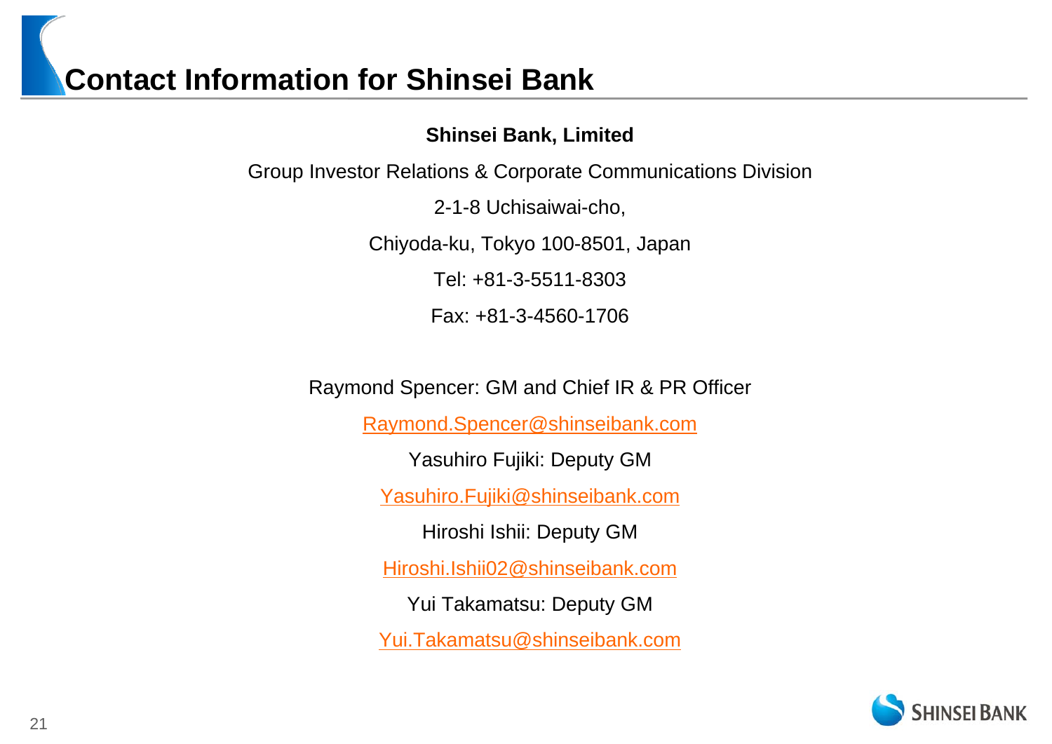# Contact Information for Shinsei Bank

**Shinsei Bank, Limited**

Group Investor Relations & Corporate Communications Division

2-1-8 Uchisaiwai-cho,

Chiyoda-ku, Tokyo 100-8501, Japan

Tel: +81-3-5511-8303

Fax: +81-3-4560-1706

Raymond Spencer: GM and Chief IR & PR Officer

Raymond.Spencer@shinseibank.com

Yasuhiro Fujiki: Deputy GM

Yasuhiro.Fujiki@shinseibank.com

Hiroshi Ishii: Deputy GM

Hiroshi.Ishii02@shinseibank.com

Yui Takamatsu: Deputy GM

Yui.Takamatsu@shinseibank.com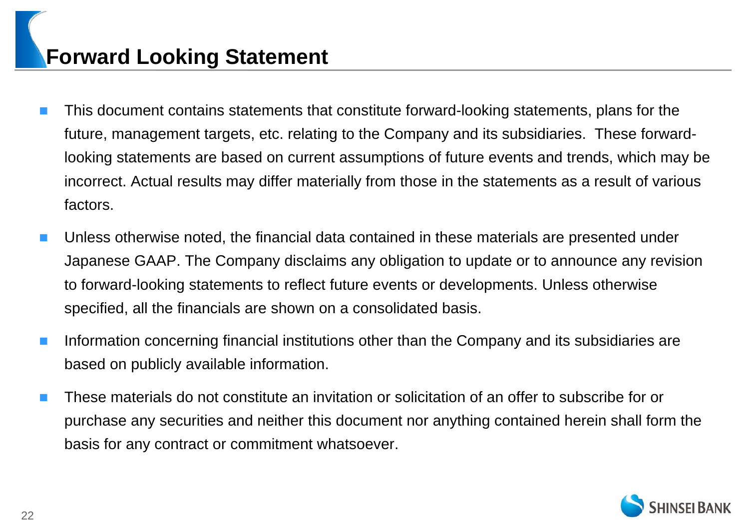# Forward Looking Statement

- This document contains statements that constitute forward-looking statements, plans for the future, management targets, etc. relating to the Company and its subsidiaries. These forward-looking statements are based on current assumptions of future events and trends, which may be incorrect. Actual results may differ materially from those in the statements as a result of various factors.
- Unless otherwise noted, the financial data contained in these materials are presented under Japanese GAAP. The Company disclaims any obligation to update or to announce any revision to forward-looking statements to reflect future events or developments. Unless otherwise specified, all the financials are shown on a consolidated basis.
- Information concerning financial institutions other than the Company and its subsidiaries are based on publicly available information.
- These materials do not constitute an invitation or solicitation of an offer to subscribe for or purchase any securities and neither this document nor anything contained herein shall form the basis for any contract or commitment whatsoever.

SHINSEI BANK